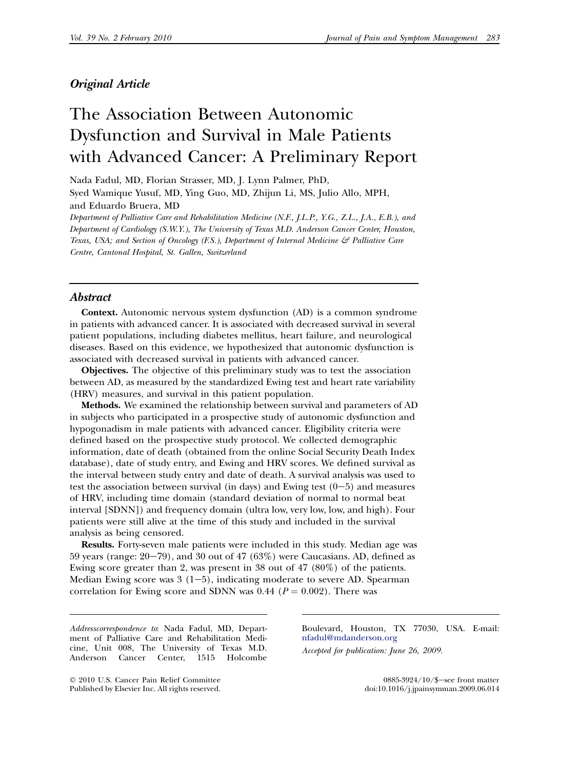*Original Article*

# The Association Between Autonomic Dysfunction and Survival in Male Patients with Advanced Cancer: A Preliminary Report

Nada Fadul, MD, Florian Strasser, MD, J. Lynn Palmer, PhD, Syed Wamique Yusuf, MD, Ying Guo, MD, Zhijun Li, MS, Julio Allo, MPH, and Eduardo Bruera, MD

*Department of Palliative Care and Rehabilitation Medicine (N.F., J.L.P., Y.G., Z.L., J.A., E.B.), and Department of Cardiology (S.W.Y.), The University of Texas M.D. Anderson Cancer Center, Houston, Texas, USA; and Section of Oncology (F.S.), Department of Internal Medicine & Palliative Care Centre, Cantonal Hospital, St. Gallen, Switzerland*

## Abstract

**Context.** Autonomic nervous system dysfunction (AD) is a common syndrome in patients with advanced cancer. It is associated with decreased survival in several patient populations, including diabetes mellitus, heart failure, and neurological diseases. Based on this evidence, we hypothesized that autonomic dysfunction is associated with decreased survival in patients with advanced cancer.

**Objectives.** The objective of this preliminary study was to test the association between AD, as measured by the standardized Ewing test and heart rate variability (HRV) measures, and survival in this patient population.

**Methods.** We examined the relationship between survival and parameters of AD in subjects who participated in a prospective study of autonomic dysfunction and hypogonadism in male patients with advanced cancer. Eligibility criteria were defined based on the prospective study protocol. We collected demographic information, date of death (obtained from the online Social Security Death Index database), date of study entry, and Ewing and HRV scores. We defined survival as the interval between study entry and date of death. A survival analysis was used to test the association between survival (in days) and Ewing test (0−5) and measures of HRV, including time domain (standard deviation of normal to normal beat interval [SDNN]) and frequency domain (ultra low, very low, low, and high). Four patients were still alive at the time of this study and included in the survival analysis as being censored.

**Results.** Forty-seven male patients were included in this study. Median age was 59 years (range: 20−79), and 30 out of 47 (63%) were Caucasians. AD, defined as Ewing score greater than 2, was present in 38 out of 47 (80%) of the patients. Median Ewing score was 3 (1−5), indicating moderate to severe AD. Spearman correlation for Ewing score and SDNN was 0.44 ($P = 0.002$). There was

*Address correspondence to*: Nada Fadul, MD, Department of Palliative Care and Rehabilitation Medicine, Unit 008, The University of Texas M.D. Anderson Cancer Center, 1515 Holcombe Boulevard, Houston, TX 77030, USA. E-mail: nfadul@mdanderson.org

*Accepted for publication: June 26, 2009.*

© 2010 U.S. Cancer Pain Relief Committee
Published by Elsevier Inc. All rights reserved.

0885-3924/10/$–see front matter
doi:10.1016/j.jpainsymman.2009.06.014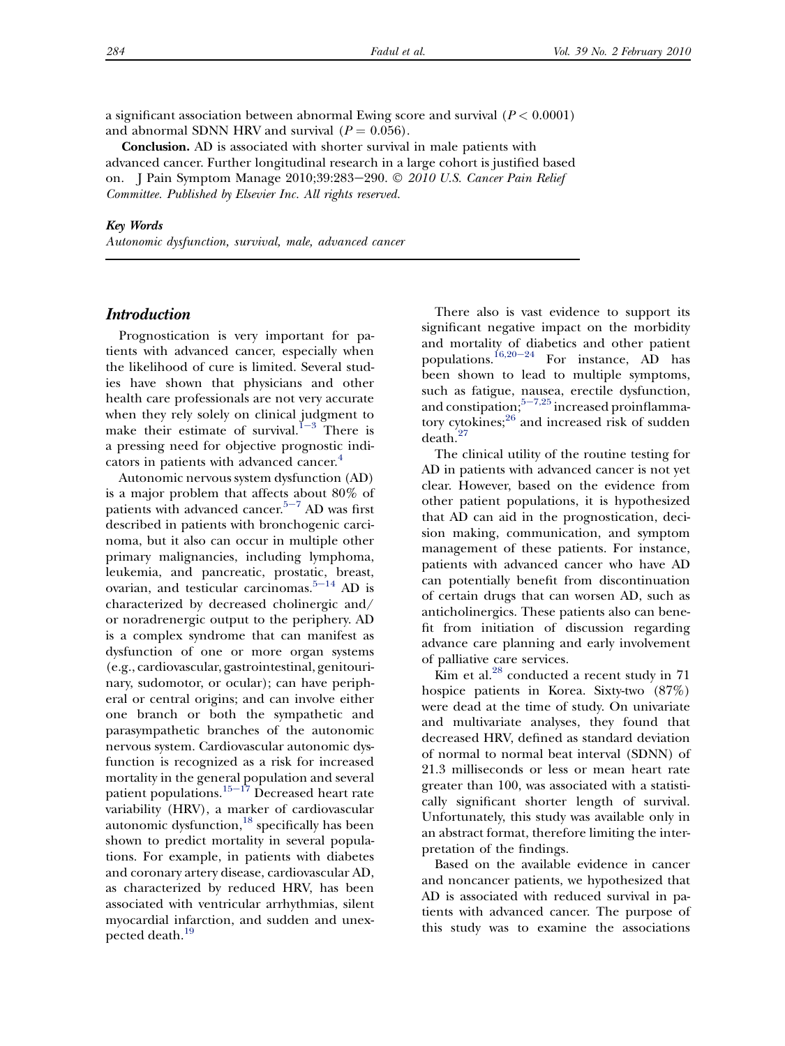a significant association between abnormal Ewing score and survival ($P < 0.0001$) and abnormal SDNN HRV and survival ($P = 0.056$).

**Conclusion.** AD is associated with shorter survival in male patients with advanced cancer. Further longitudinal research in a large cohort is justified based on. J Pain Symptom Manage 2010;39:283–290. © *2010 U.S. Cancer Pain Relief Committee. Published by Elsevier Inc. All rights reserved.*

***Key Words***

*Autonomic dysfunction, survival, male, advanced cancer*

## *Introduction*

Prognostication is very important for patients with advanced cancer, especially when the likelihood of cure is limited. Several studies have shown that physicians and other health care professionals are not very accurate when they rely solely on clinical judgment to make their estimate of survival.[1–3] There is a pressing need for objective prognostic indicators in patients with advanced cancer.[4]

Autonomic nervous system dysfunction (AD) is a major problem that affects about 80% of patients with advanced cancer.[5–7] AD was first described in patients with bronchogenic carcinoma, but it also can occur in multiple other primary malignancies, including lymphoma, leukemia, and pancreatic, prostatic, breast, ovarian, and testicular carcinomas.[5–14] AD is characterized by decreased cholinergic and/or noradrenergic output to the periphery. AD is a complex syndrome that can manifest as dysfunction of one or more organ systems (e.g., cardiovascular, gastrointestinal, genitourinary, sudomotor, or ocular); can have peripheral or central origins; and can involve either one branch or both the sympathetic and parasympathetic branches of the autonomic nervous system. Cardiovascular autonomic dysfunction is recognized as a risk for increased mortality in the general population and several patient populations.[15–17] Decreased heart rate variability (HRV), a marker of cardiovascular autonomic dysfunction,[18] specifically has been shown to predict mortality in several populations. For example, in patients with diabetes and coronary artery disease, cardiovascular AD, as characterized by reduced HRV, has been associated with ventricular arrhythmias, silent myocardial infarction, and sudden and unexpected death.[19]

There also is vast evidence to support its significant negative impact on the morbidity and mortality of diabetics and other patient populations.[16,20–24] For instance, AD has been shown to lead to multiple symptoms, such as fatigue, nausea, erectile dysfunction, and constipation;[5–7,25] increased proinflammatory cytokines;[26] and increased risk of sudden death.[27]

The clinical utility of the routine testing for AD in patients with advanced cancer is not yet clear. However, based on the evidence from other patient populations, it is hypothesized that AD can aid in the prognostication, decision making, communication, and symptom management of these patients. For instance, patients with advanced cancer who have AD can potentially benefit from discontinuation of certain drugs that can worsen AD, such as anticholinergics. These patients also can benefit from initiation of discussion regarding advance care planning and early involvement of palliative care services.

Kim et al.[28] conducted a recent study in 71 hospice patients in Korea. Sixty-two (87%) were dead at the time of study. On univariate and multivariate analyses, they found that decreased HRV, defined as standard deviation of normal to normal beat interval (SDNN) of 21.3 milliseconds or less or mean heart rate greater than 100, was associated with a statistically significant shorter length of survival. Unfortunately, this study was available only in an abstract format, therefore limiting the interpretation of the findings.

Based on the available evidence in cancer and noncancer patients, we hypothesized that AD is associated with reduced survival in patients with advanced cancer. The purpose of this study was to examine the associations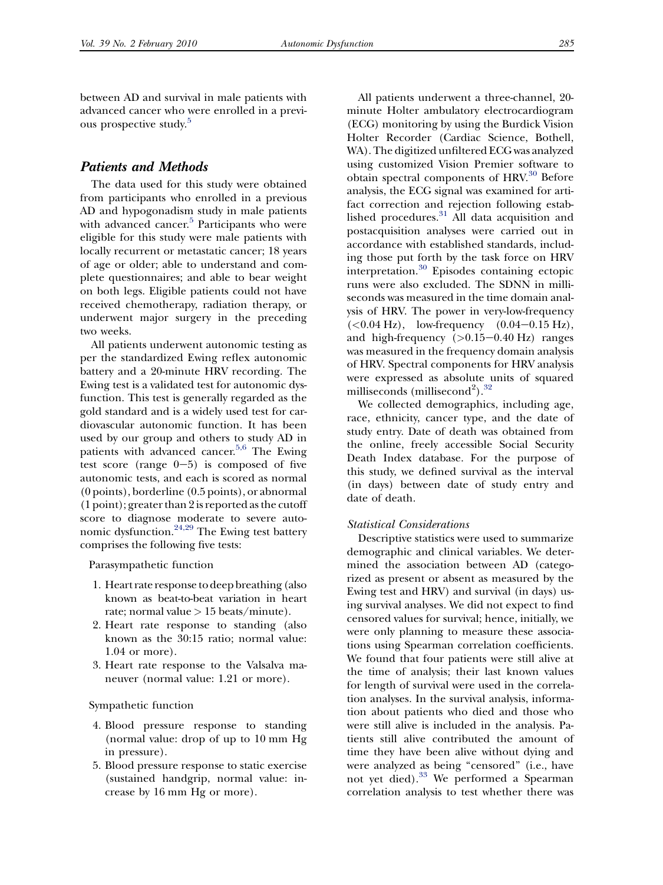between AD and survival in male patients with advanced cancer who were enrolled in a previous prospective study.[5]

## Patients and Methods

The data used for this study were obtained from participants who enrolled in a previous AD and hypogonadism study in male patients with advanced cancer.[5] Participants who were eligible for this study were male patients with locally recurrent or metastatic cancer; 18 years of age or older; able to understand and complete questionnaires; and able to bear weight on both legs. Eligible patients could not have received chemotherapy, radiation therapy, or underwent major surgery in the preceding two weeks.

All patients underwent autonomic testing as per the standardized Ewing reflex autonomic battery and a 20-minute HRV recording. The Ewing test is a validated test for autonomic dysfunction. This test is generally regarded as the gold standard and is a widely used test for cardiovascular autonomic function. It has been used by our group and others to study AD in patients with advanced cancer.[5,6] The Ewing test score (range 0−5) is composed of five autonomic tests, and each is scored as normal (0 points), borderline (0.5 points), or abnormal (1 point); greater than 2 is reported as the cutoff score to diagnose moderate to severe autonomic dysfunction.[24,29] The Ewing test battery comprises the following five tests:

Parasympathetic function

1. Heart rate response to deep breathing (also known as beat-to-beat variation in heart rate; normal value > 15 beats/minute).
2. Heart rate response to standing (also known as the 30:15 ratio; normal value: 1.04 or more).
3. Heart rate response to the Valsalva maneuver (normal value: 1.21 or more).

Sympathetic function

4. Blood pressure response to standing (normal value: drop of up to 10 mm Hg in pressure).
5. Blood pressure response to static exercise (sustained handgrip, normal value: increase by 16 mm Hg or more).

All patients underwent a three-channel, 20-minute Holter ambulatory electrocardiogram (ECG) monitoring by using the Burdick Vision Holter Recorder (Cardiac Science, Bothell, WA). The digitized unfiltered ECG was analyzed using customized Vision Premier software to obtain spectral components of HRV.[30] Before analysis, the ECG signal was examined for artifact correction and rejection following established procedures.[31] All data acquisition and postacquisition analyses were carried out in accordance with established standards, including those put forth by the task force on HRV interpretation.[30] Episodes containing ectopic runs were also excluded. The SDNN in milliseconds was measured in the time domain analysis of HRV. The power in very-low-frequency (<0.04 Hz), low-frequency (0.04−0.15 Hz), and high-frequency (>0.15−0.40 Hz) ranges was measured in the frequency domain analysis of HRV. Spectral components for HRV analysis were expressed as absolute units of squared milliseconds (millisecond$^2$).[32]

We collected demographics, including age, race, ethnicity, cancer type, and the date of study entry. Date of death was obtained from the online, freely accessible Social Security Death Index database. For the purpose of this study, we defined survival as the interval (in days) between date of study entry and date of death.

### *Statistical Considerations*

Descriptive statistics were used to summarize demographic and clinical variables. We determined the association between AD (categorized as present or absent as measured by the Ewing test and HRV) and survival (in days) using survival analyses. We did not expect to find censored values for survival; hence, initially, we were only planning to measure these associations using Spearman correlation coefficients. We found that four patients were still alive at the time of analysis; their last known values for length of survival were used in the correlation analyses. In the survival analysis, information about patients who died and those who were still alive is included in the analysis. Patients still alive contributed the amount of time they have been alive without dying and were analyzed as being "censored" (i.e., have not yet died).[33] We performed a Spearman correlation analysis to test whether there was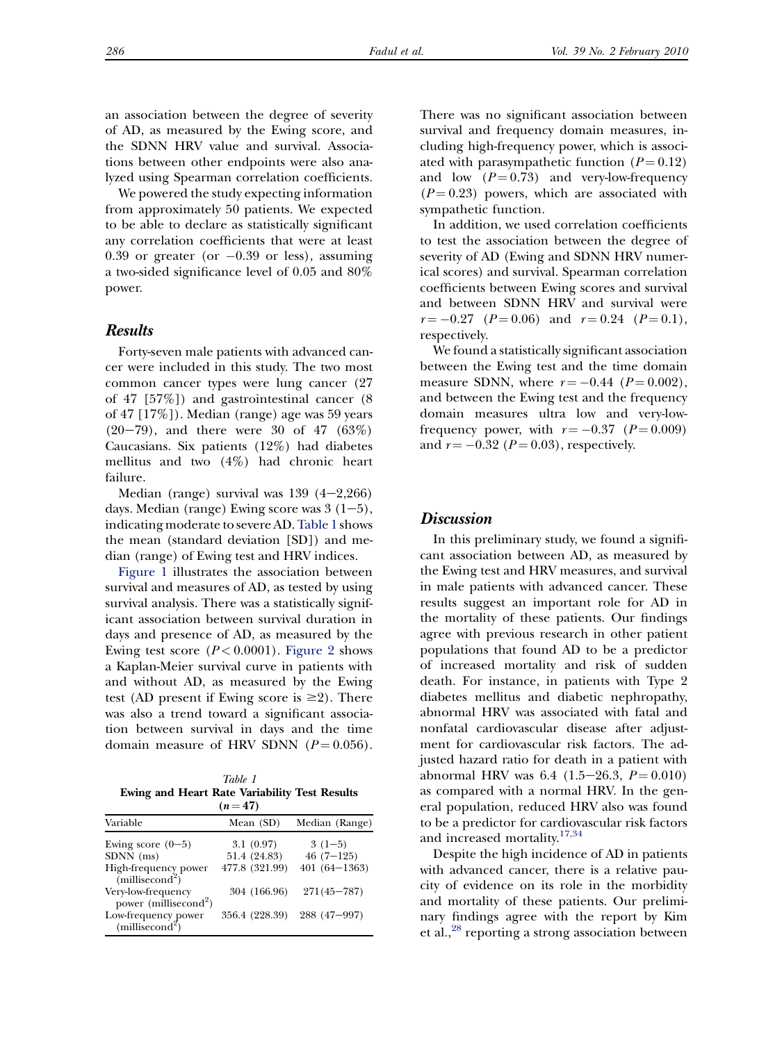an association between the degree of severity of AD, as measured by the Ewing score, and the SDNN HRV value and survival. Associations between other endpoints were also analyzed using Spearman correlation coefficients.

We powered the study expecting information from approximately 50 patients. We expected to be able to declare as statistically significant any correlation coefficients that were at least 0.39 or greater (or −0.39 or less), assuming a two-sided significance level of 0.05 and 80% power.

## Results

Forty-seven male patients with advanced cancer were included in this study. The two most common cancer types were lung cancer (27 of 47 [57%]) and gastrointestinal cancer (8 of 47 [17%]). Median (range) age was 59 years (20−79), and there were 30 of 47 (63%) Caucasians. Six patients (12%) had diabetes mellitus and two (4%) had chronic heart failure.

Median (range) survival was 139 (4−2,266) days. Median (range) Ewing score was 3 (1−5), indicating moderate to severe AD. Table 1 shows the mean (standard deviation [SD]) and median (range) of Ewing test and HRV indices.

Figure 1 illustrates the association between survival and measures of AD, as tested by using survival analysis. There was a statistically significant association between survival duration in days and presence of AD, as measured by the Ewing test score ($P < 0.0001$). Figure 2 shows a Kaplan-Meier survival curve in patients with and without AD, as measured by the Ewing test (AD present if Ewing score is ≥2). There was also a trend toward a significant association between survival in days and the time domain measure of HRV SDNN ($P = 0.056$).

*Table 1*
**Ewing and Heart Rate Variability Test Results ($n = 47$)**

| Variable | Mean (SD) | Median (Range) |
|---|---|---|
| Ewing score (0−5) | 3.1 (0.97) | 3 (1−5) |
| SDNN (ms) | 51.4 (24.83) | 46 (7−125) |
| High-frequency power (millisecond$^2$) | 477.8 (321.99) | 401 (64−1363) |
| Very-low-frequency power (millisecond$^2$) | 304 (166.96) | 271(45−787) |
| Low-frequency power (millisecond$^2$) | 356.4 (228.39) | 288 (47−997) |

There was no significant association between survival and frequency domain measures, including high-frequency power, which is associated with parasympathetic function ($P = 0.12$) and low ($P = 0.73$) and very-low-frequency ($P = 0.23$) powers, which are associated with sympathetic function.

In addition, we used correlation coefficients to test the association between the degree of severity of AD (Ewing and SDNN HRV numerical scores) and survival. Spearman correlation coefficients between Ewing scores and survival and between SDNN HRV and survival were $r = -0.27$ ($P = 0.06$) and $r = 0.24$ ($P = 0.1$), respectively.

We found a statistically significant association between the Ewing test and the time domain measure SDNN, where $r = -0.44$ ($P = 0.002$), and between the Ewing test and the frequency domain measures ultra low and very-low-frequency power, with $r = -0.37$ ($P = 0.009$) and $r = -0.32$ ($P = 0.03$), respectively.

## Discussion

In this preliminary study, we found a significant association between AD, as measured by the Ewing test and HRV measures, and survival in male patients with advanced cancer. These results suggest an important role for AD in the mortality of these patients. Our findings agree with previous research in other patient populations that found AD to be a predictor of increased mortality and risk of sudden death. For instance, in patients with Type 2 diabetes mellitus and diabetic nephropathy, abnormal HRV was associated with fatal and nonfatal cardiovascular disease after adjustment for cardiovascular risk factors. The adjusted hazard ratio for death in a patient with abnormal HRV was 6.4 (1.5−26.3, $P = 0.010$) as compared with a normal HRV. In the general population, reduced HRV also was found to be a predictor for cardiovascular risk factors and increased mortality.[17,34]

Despite the high incidence of AD in patients with advanced cancer, there is a relative paucity of evidence on its role in the morbidity and mortality of these patients. Our preliminary findings agree with the report by Kim et al.,[28] reporting a strong association between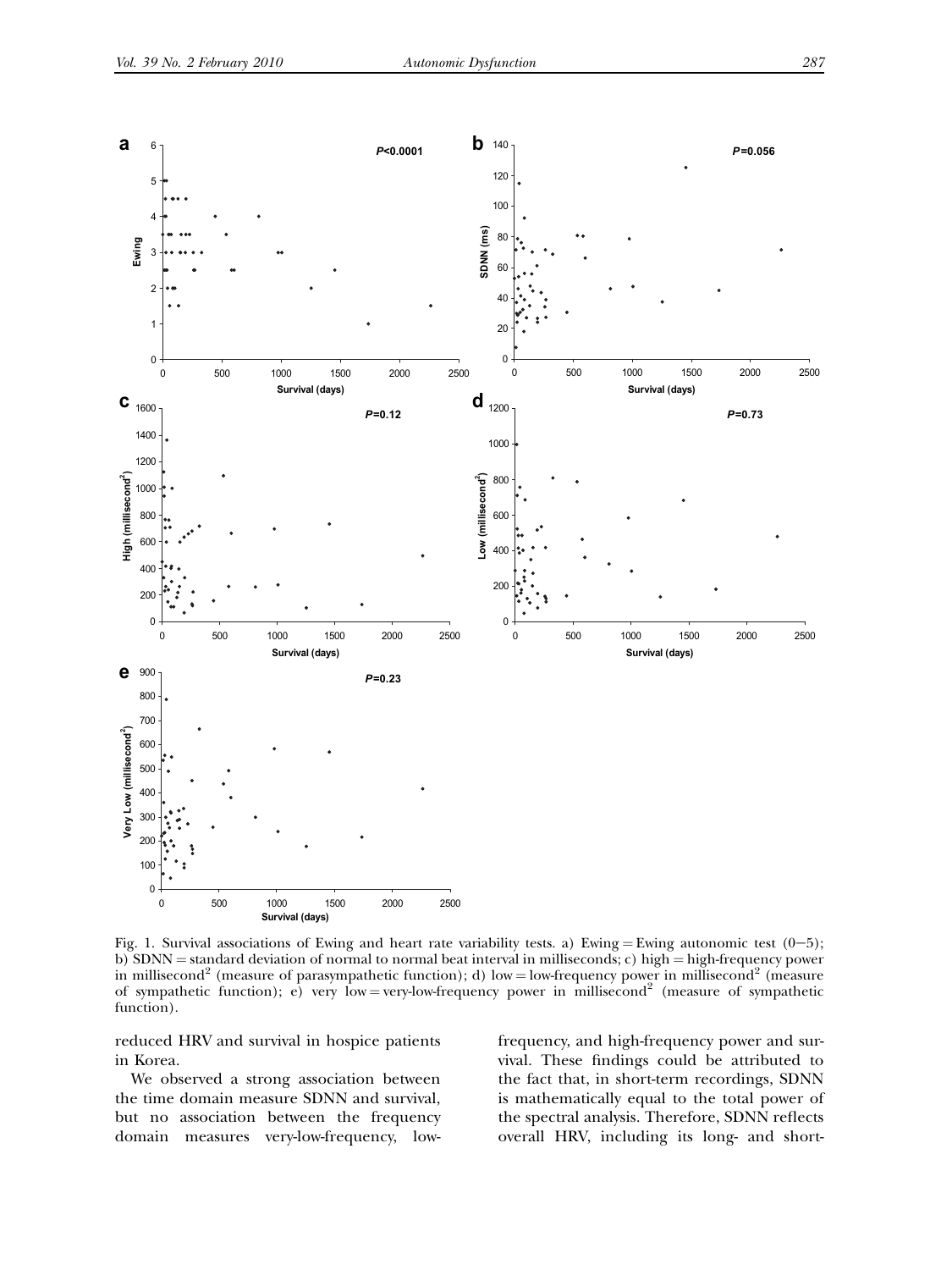Fig. 1. Survival associations of Ewing and heart rate variability tests. a) Ewing = Ewing autonomic test (0−5); b) SDNN = standard deviation of normal to normal beat interval in milliseconds; c) high = high-frequency power in millisecond$^2$ (measure of parasympathetic function); d) low = low-frequency power in millisecond$^2$ (measure of sympathetic function); e) very low = very-low-frequency power in millisecond$^2$ (measure of sympathetic function).

reduced HRV and survival in hospice patients in Korea.

We observed a strong association between the time domain measure SDNN and survival, but no association between the frequency domain measures very-low-frequency, low-frequency, and high-frequency power and survival. These findings could be attributed to the fact that, in short-term recordings, SDNN is mathematically equal to the total power of the spectral analysis. Therefore, SDNN reflects overall HRV, including its long- and short-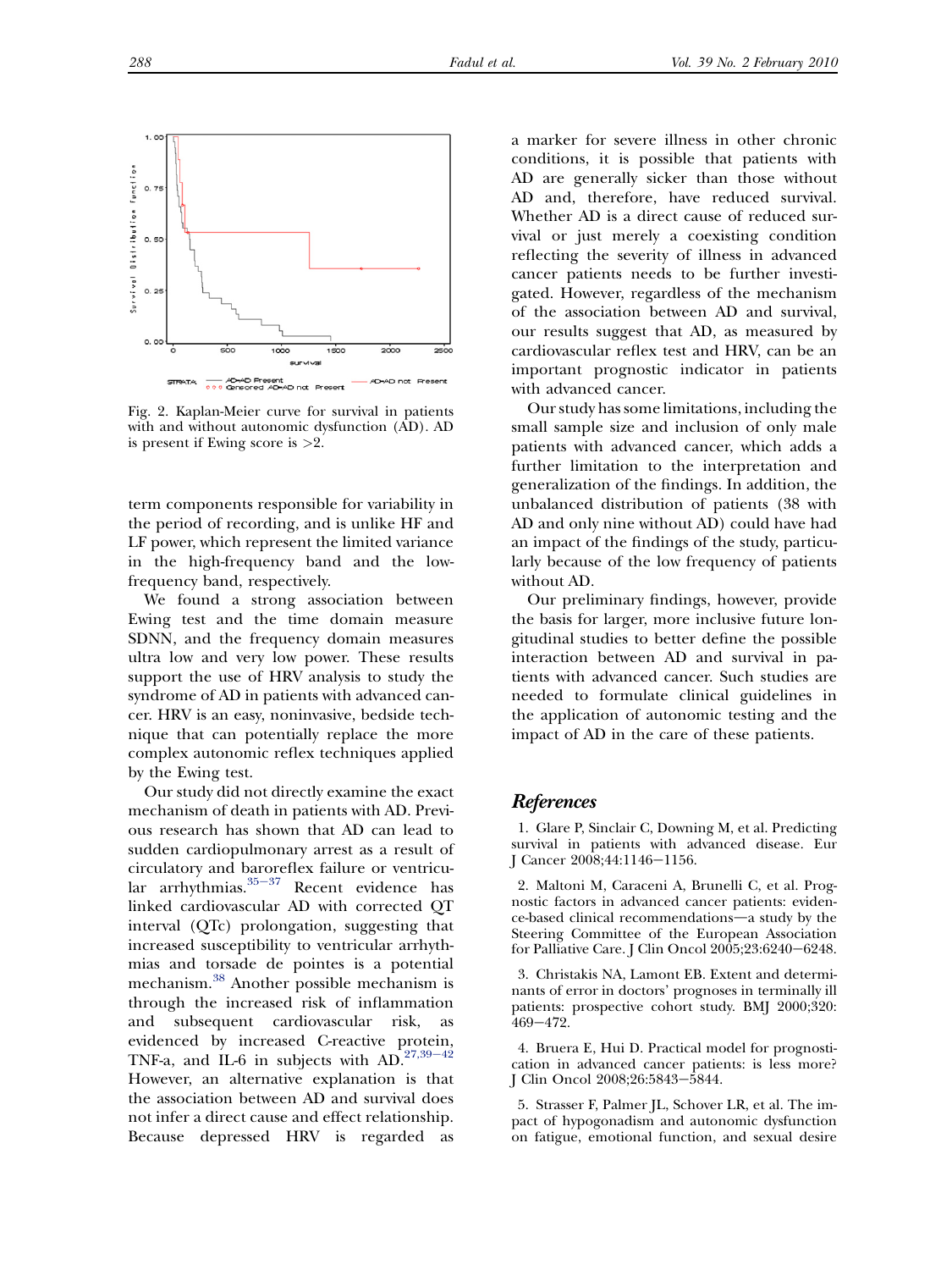Fig. 2. Kaplan-Meier curve for survival in patients with and without autonomic dysfunction (AD). AD is present if Ewing score is >2.

term components responsible for variability in the period of recording, and is unlike HF and LF power, which represent the limited variance in the high-frequency band and the low-frequency band, respectively.

We found a strong association between Ewing test and the time domain measure SDNN, and the frequency domain measures ultra low and very low power. These results support the use of HRV analysis to study the syndrome of AD in patients with advanced cancer. HRV is an easy, noninvasive, bedside technique that can potentially replace the more complex autonomic reflex techniques applied by the Ewing test.

Our study did not directly examine the exact mechanism of death in patients with AD. Previous research has shown that AD can lead to sudden cardiopulmonary arrest as a result of circulatory and baroreflex failure or ventricular arrhythmias.[35–37] Recent evidence has linked cardiovascular AD with corrected QT interval (QTc) prolongation, suggesting that increased susceptibility to ventricular arrhythmias and torsade de pointes is a potential mechanism.[38] Another possible mechanism is through the increased risk of inflammation and subsequent cardiovascular risk, as evidenced by increased C-reactive protein, TNF-a, and IL-6 in subjects with AD.[27,39–42] However, an alternative explanation is that the association between AD and survival does not infer a direct cause and effect relationship. Because depressed HRV is regarded as a marker for severe illness in other chronic conditions, it is possible that patients with AD are generally sicker than those without AD and, therefore, have reduced survival. Whether AD is a direct cause of reduced survival or just merely a coexisting condition reflecting the severity of illness in advanced cancer patients needs to be further investigated. However, regardless of the mechanism of the association between AD and survival, our results suggest that AD, as measured by cardiovascular reflex test and HRV, can be an important prognostic indicator in patients with advanced cancer.

Our study has some limitations, including the small sample size and inclusion of only male patients with advanced cancer, which adds a further limitation to the interpretation and generalization of the findings. In addition, the unbalanced distribution of patients (38 with AD and only nine without AD) could have had an impact of the findings of the study, particularly because of the low frequency of patients without AD.

Our preliminary findings, however, provide the basis for larger, more inclusive future longitudinal studies to better define the possible interaction between AD and survival in patients with advanced cancer. Such studies are needed to formulate clinical guidelines in the application of autonomic testing and the impact of AD in the care of these patients.

## References

1. Glare P, Sinclair C, Downing M, et al. Predicting survival in patients with advanced disease. Eur J Cancer 2008;44:1146–1156.

2. Maltoni M, Caraceni A, Brunelli C, et al. Prognostic factors in advanced cancer patients: evidence-based clinical recommendations—a study by the Steering Committee of the European Association for Palliative Care. J Clin Oncol 2005;23:6240–6248.

3. Christakis NA, Lamont EB. Extent and determinants of error in doctors' prognoses in terminally ill patients: prospective cohort study. BMJ 2000;320:469–472.

4. Bruera E, Hui D. Practical model for prognostication in advanced cancer patients: is less more? J Clin Oncol 2008;26:5843–5844.

5. Strasser F, Palmer JL, Schover LR, et al. The impact of hypogonadism and autonomic dysfunction on fatigue, emotional function, and sexual desire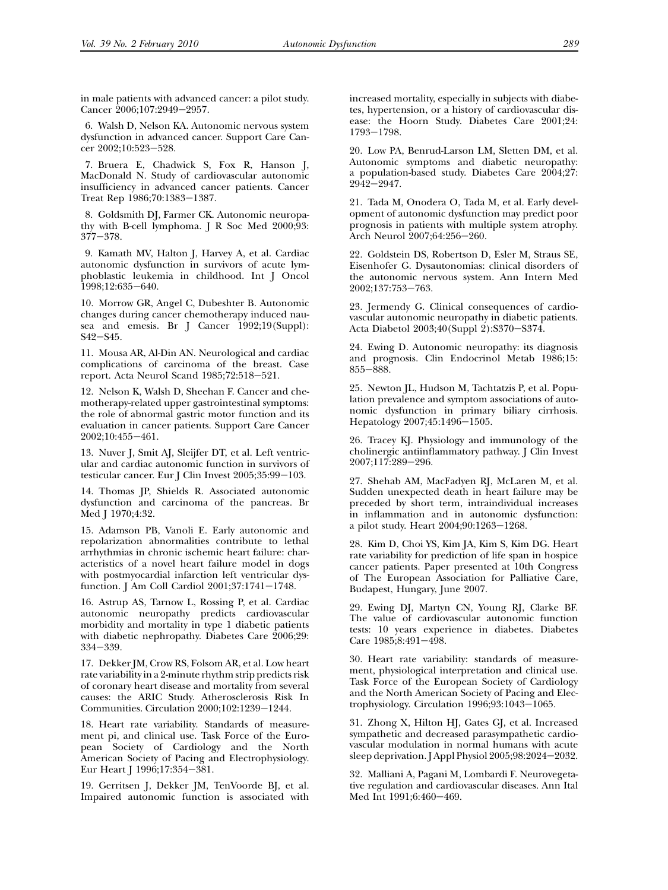in male patients with advanced cancer: a pilot study. Cancer 2006;107:2949–2957.

6. Walsh D, Nelson KA. Autonomic nervous system dysfunction in advanced cancer. Support Care Cancer 2002;10:523–528.

7. Bruera E, Chadwick S, Fox R, Hanson J, MacDonald N. Study of cardiovascular autonomic insufficiency in advanced cancer patients. Cancer Treat Rep 1986;70:1383–1387.

8. Goldsmith DJ, Farmer CK. Autonomic neuropathy with B-cell lymphoma. J R Soc Med 2000;93: 377–378.

9. Kamath MV, Halton J, Harvey A, et al. Cardiac autonomic dysfunction in survivors of acute lymphoblastic leukemia in childhood. Int J Oncol 1998;12:635–640.

10. Morrow GR, Angel C, Dubeshter B. Autonomic changes during cancer chemotherapy induced nausea and emesis. Br J Cancer 1992;19(Suppl): S42–S45.

11. Mousa AR, Al-Din AN. Neurological and cardiac complications of carcinoma of the breast. Case report. Acta Neurol Scand 1985;72:518–521.

12. Nelson K, Walsh D, Sheehan F. Cancer and chemotherapy-related upper gastrointestinal symptoms: the role of abnormal gastric motor function and its evaluation in cancer patients. Support Care Cancer 2002;10:455–461.

13. Nuver J, Smit AJ, Sleijfer DT, et al. Left ventricular and cardiac autonomic function in survivors of testicular cancer. Eur J Clin Invest 2005;35:99–103.

14. Thomas JP, Shields R. Associated autonomic dysfunction and carcinoma of the pancreas. Br Med J 1970;4:32.

15. Adamson PB, Vanoli E. Early autonomic and repolarization abnormalities contribute to lethal arrhythmias in chronic ischemic heart failure: characteristics of a novel heart failure model in dogs with postmyocardial infarction left ventricular dysfunction. J Am Coll Cardiol 2001;37:1741–1748.

16. Astrup AS, Tarnow L, Rossing P, et al. Cardiac autonomic neuropathy predicts cardiovascular morbidity and mortality in type 1 diabetic patients with diabetic nephropathy. Diabetes Care 2006;29: 334–339.

17. Dekker JM, Crow RS, Folsom AR, et al. Low heart rate variability in a 2-minute rhythm strip predicts risk of coronary heart disease and mortality from several causes: the ARIC Study. Atherosclerosis Risk In Communities. Circulation 2000;102:1239–1244.

18. Heart rate variability. Standards of measurement pi, and clinical use. Task Force of the European Society of Cardiology and the North American Society of Pacing and Electrophysiology. Eur Heart J 1996;17:354–381.

19. Gerritsen J, Dekker JM, TenVoorde BJ, et al. Impaired autonomic function is associated with increased mortality, especially in subjects with diabetes, hypertension, or a history of cardiovascular disease: the Hoorn Study. Diabetes Care 2001;24: 1793–1798.

20. Low PA, Benrud-Larson LM, Sletten DM, et al. Autonomic symptoms and diabetic neuropathy: a population-based study. Diabetes Care 2004;27: 2942–2947.

21. Tada M, Onodera O, Tada M, et al. Early development of autonomic dysfunction may predict poor prognosis in patients with multiple system atrophy. Arch Neurol 2007;64:256–260.

22. Goldstein DS, Robertson D, Esler M, Straus SE, Eisenhofer G. Dysautonomias: clinical disorders of the autonomic nervous system. Ann Intern Med 2002;137:753–763.

23. Jermendy G. Clinical consequences of cardiovascular autonomic neuropathy in diabetic patients. Acta Diabetol 2003;40(Suppl 2):S370–S374.

24. Ewing D. Autonomic neuropathy: its diagnosis and prognosis. Clin Endocrinol Metab 1986;15: 855–888.

25. Newton JL, Hudson M, Tachtatzis P, et al. Population prevalence and symptom associations of autonomic dysfunction in primary biliary cirrhosis. Hepatology 2007;45:1496–1505.

26. Tracey KJ. Physiology and immunology of the cholinergic antiinflammatory pathway. J Clin Invest 2007;117:289–296.

27. Shehab AM, MacFadyen RJ, McLaren M, et al. Sudden unexpected death in heart failure may be preceded by short term, intraindividual increases in inflammation and in autonomic dysfunction: a pilot study. Heart 2004;90:1263–1268.

28. Kim D, Choi YS, Kim JA, Kim S, Kim DG. Heart rate variability for prediction of life span in hospice cancer patients. Paper presented at 10th Congress of The European Association for Palliative Care, Budapest, Hungary, June 2007.

29. Ewing DJ, Martyn CN, Young RJ, Clarke BF. The value of cardiovascular autonomic function tests: 10 years experience in diabetes. Diabetes Care 1985;8:491–498.

30. Heart rate variability: standards of measurement, physiological interpretation and clinical use. Task Force of the European Society of Cardiology and the North American Society of Pacing and Electrophysiology. Circulation 1996;93:1043–1065.

31. Zhong X, Hilton HJ, Gates GJ, et al. Increased sympathetic and decreased parasympathetic cardiovascular modulation in normal humans with acute sleep deprivation. J Appl Physiol 2005;98:2024–2032.

32. Malliani A, Pagani M, Lombardi F. Neurovegetative regulation and cardiovascular diseases. Ann Ital Med Int 1991;6:460–469.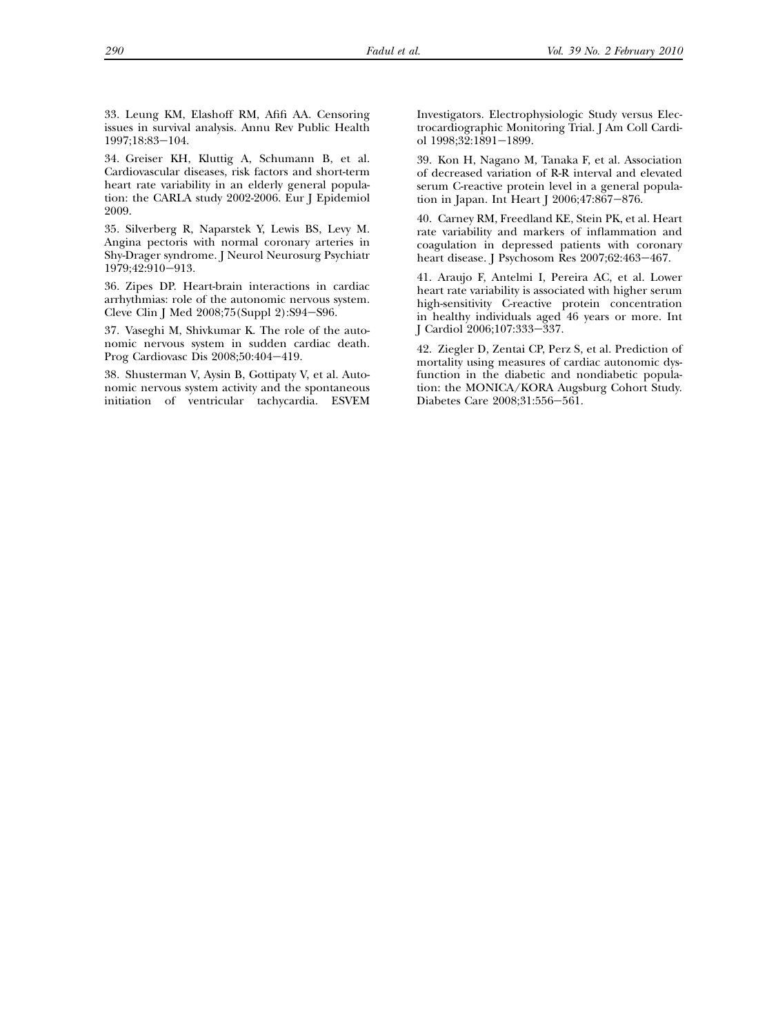33. Leung KM, Elashoff RM, Afifi AA. Censoring issues in survival analysis. Annu Rev Public Health 1997;18:83–104.

34. Greiser KH, Kluttig A, Schumann B, et al. Cardiovascular diseases, risk factors and short-term heart rate variability in an elderly general population: the CARLA study 2002-2006. Eur J Epidemiol 2009.

35. Silverberg R, Naparstek Y, Lewis BS, Levy M. Angina pectoris with normal coronary arteries in Shy-Drager syndrome. J Neurol Neurosurg Psychiatr 1979;42:910–913.

36. Zipes DP. Heart-brain interactions in cardiac arrhythmias: role of the autonomic nervous system. Cleve Clin J Med 2008;75(Suppl 2):S94–S96.

37. Vaseghi M, Shivkumar K. The role of the autonomic nervous system in sudden cardiac death. Prog Cardiovasc Dis 2008;50:404–419.

38. Shusterman V, Aysin B, Gottipaty V, et al. Autonomic nervous system activity and the spontaneous initiation of ventricular tachycardia. ESVEM Investigators. Electrophysiologic Study versus Electrocardiographic Monitoring Trial. J Am Coll Cardiol 1998;32:1891–1899.

39. Kon H, Nagano M, Tanaka F, et al. Association of decreased variation of R-R interval and elevated serum C-reactive protein level in a general population in Japan. Int Heart J 2006;47:867–876.

40. Carney RM, Freedland KE, Stein PK, et al. Heart rate variability and markers of inflammation and coagulation in depressed patients with coronary heart disease. J Psychosom Res 2007;62:463–467.

41. Araujo F, Antelmi I, Pereira AC, et al. Lower heart rate variability is associated with higher serum high-sensitivity C-reactive protein concentration in healthy individuals aged 46 years or more. Int J Cardiol 2006;107:333–337.

42. Ziegler D, Zentai CP, Perz S, et al. Prediction of mortality using measures of cardiac autonomic dysfunction in the diabetic and nondiabetic population: the MONICA/KORA Augsburg Cohort Study. Diabetes Care 2008;31:556–561.